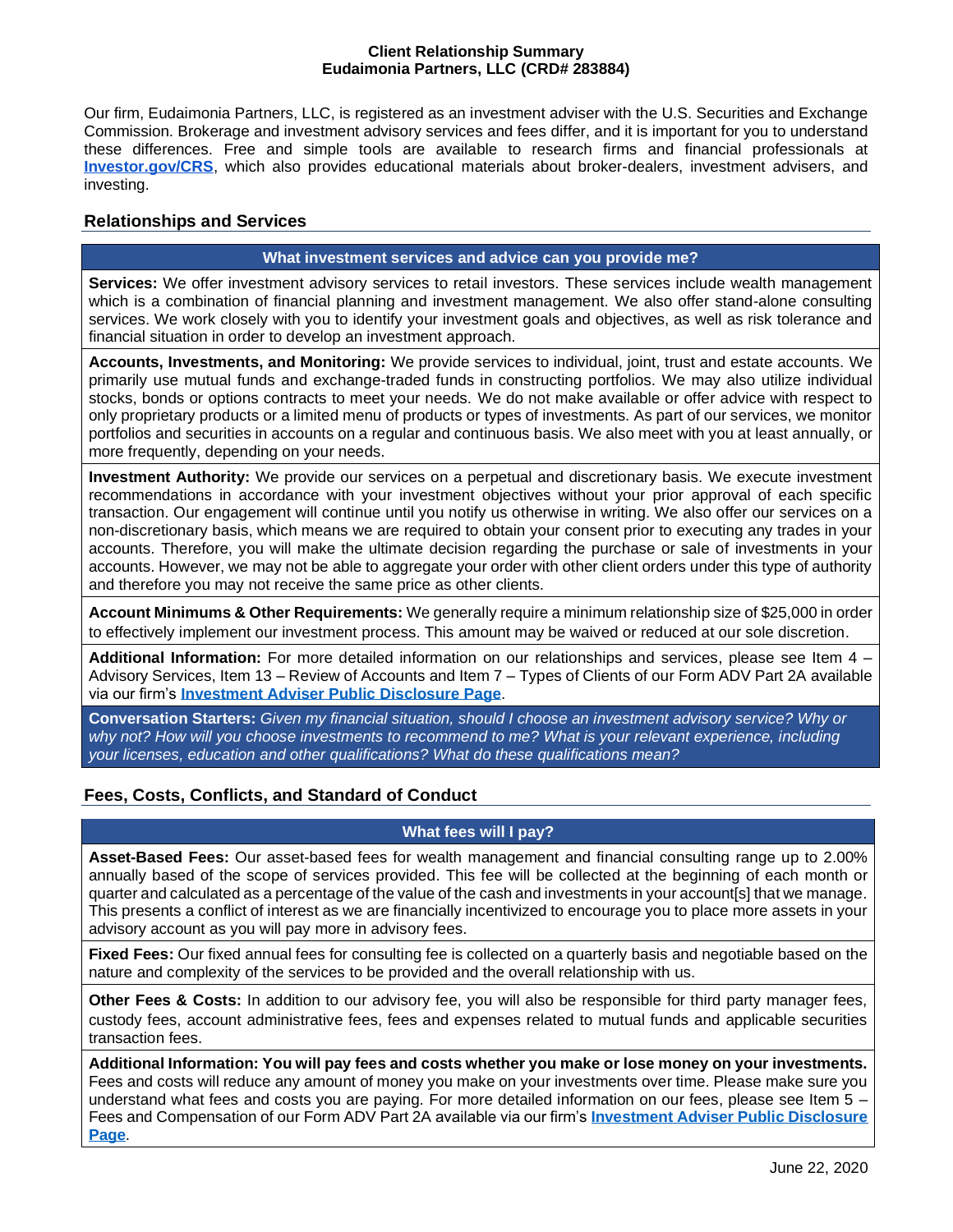# Client Relationship Summary
## Eudaimonia Partners, LLC (CRD# 283884)

Our firm, Eudaimonia Partners, LLC, is registered as an investment adviser with the U.S. Securities and Exchange Commission. Brokerage and investment advisory services and fees differ, and it is important for you to understand these differences. Free and simple tools are available to research firms and financial professionals at **[Investor.gov/CRS](Investor.gov/CRS)**, which also provides educational materials about broker-dealers, investment advisers, and investing.

## Relationships and Services

### What investment services and advice can you provide me?

**Services:** We offer investment advisory services to retail investors. These services include wealth management which is a combination of financial planning and investment management. We also offer stand-alone consulting services. We work closely with you to identify your investment goals and objectives, as well as risk tolerance and financial situation in order to develop an investment approach.

**Accounts, Investments, and Monitoring:** We provide services to individual, joint, trust and estate accounts. We primarily use mutual funds and exchange-traded funds in constructing portfolios. We may also utilize individual stocks, bonds or options contracts to meet your needs. We do not make available or offer advice with respect to only proprietary products or a limited menu of products or types of investments. As part of our services, we monitor portfolios and securities in accounts on a regular and continuous basis. We also meet with you at least annually, or more frequently, depending on your needs.

**Investment Authority:** We provide our services on a perpetual and discretionary basis. We execute investment recommendations in accordance with your investment objectives without your prior approval of each specific transaction. Our engagement will continue until you notify us otherwise in writing. We also offer our services on a non-discretionary basis, which means we are required to obtain your consent prior to executing any trades in your accounts. Therefore, you will make the ultimate decision regarding the purchase or sale of investments in your accounts. However, we may not be able to aggregate your order with other client orders under this type of authority and therefore you may not receive the same price as other clients.

**Account Minimums & Other Requirements:** We generally require a minimum relationship size of $25,000 in order to effectively implement our investment process. This amount may be waived or reduced at our sole discretion.

**Additional Information:** For more detailed information on our relationships and services, please see Item 4 – Advisory Services, Item 13 – Review of Accounts and Item 7 – Types of Clients of our Form ADV Part 2A available via our firm's **Investment Adviser Public Disclosure Page**.

**Conversation Starters:** *Given my financial situation, should I choose an investment advisory service? Why or why not? How will you choose investments to recommend to me? What is your relevant experience, including your licenses, education and other qualifications? What do these qualifications mean?*

## Fees, Costs, Conflicts, and Standard of Conduct

### What fees will I pay?

**Asset-Based Fees:** Our asset-based fees for wealth management and financial consulting range up to 2.00% annually based of the scope of services provided. This fee will be collected at the beginning of each month or quarter and calculated as a percentage of the value of the cash and investments in your account[s] that we manage. This presents a conflict of interest as we are financially incentivized to encourage you to place more assets in your advisory account as you will pay more in advisory fees.

**Fixed Fees:** Our fixed annual fees for consulting fee is collected on a quarterly basis and negotiable based on the nature and complexity of the services to be provided and the overall relationship with us.

**Other Fees & Costs:** In addition to our advisory fee, you will also be responsible for third party manager fees, custody fees, account administrative fees, fees and expenses related to mutual funds and applicable securities transaction fees.

**Additional Information: You will pay fees and costs whether you make or lose money on your investments.** Fees and costs will reduce any amount of money you make on your investments over time. Please make sure you understand what fees and costs you are paying. For more detailed information on our fees, please see Item 5 – Fees and Compensation of our Form ADV Part 2A available via our firm's **Investment Adviser Public Disclosure Page**.

June 22, 2020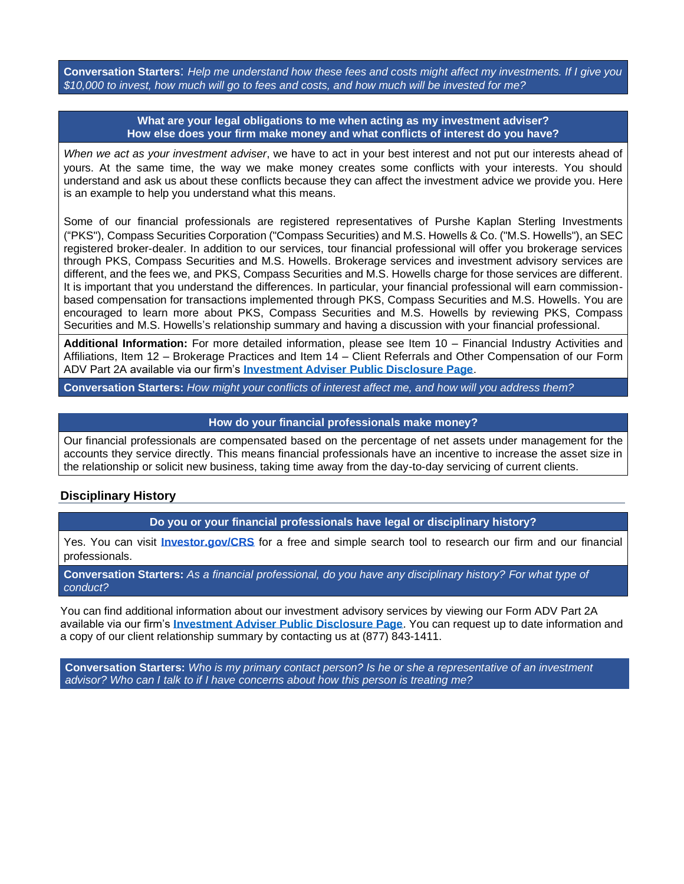**Conversation Starters**: *Help me understand how these fees and costs might affect my investments. If I give you $10,000 to invest, how much will go to fees and costs, and how much will be invested for me?*

### What are your legal obligations to me when acting as my investment adviser? How else does your firm make money and what conflicts of interest do you have?

*When we act as your investment adviser*, we have to act in your best interest and not put our interests ahead of yours. At the same time, the way we make money creates some conflicts with your interests. You should understand and ask us about these conflicts because they can affect the investment advice we provide you. Here is an example to help you understand what this means.

Some of our financial professionals are registered representatives of Purshe Kaplan Sterling Investments ("PKS"), Compass Securities Corporation ("Compass Securities) and M.S. Howells & Co. ("M.S. Howells"), an SEC registered broker-dealer. In addition to our services, tour financial professional will offer you brokerage services through PKS, Compass Securities and M.S. Howells. Brokerage services and investment advisory services are different, and the fees we, and PKS, Compass Securities and M.S. Howells charge for those services are different. It is important that you understand the differences. In particular, your financial professional will earn commission-based compensation for transactions implemented through PKS, Compass Securities and M.S. Howells. You are encouraged to learn more about PKS, Compass Securities and M.S. Howells by reviewing PKS, Compass Securities and M.S. Howells's relationship summary and having a discussion with your financial professional.

**Additional Information:** For more detailed information, please see Item 10 – Financial Industry Activities and Affiliations, Item 12 – Brokerage Practices and Item 14 – Client Referrals and Other Compensation of our Form ADV Part 2A available via our firm's **Investment Adviser Public Disclosure Page**.

**Conversation Starters:** *How might your conflicts of interest affect me, and how will you address them?*

### How do your financial professionals make money?

Our financial professionals are compensated based on the percentage of net assets under management for the accounts they service directly. This means financial professionals have an incentive to increase the asset size in the relationship or solicit new business, taking time away from the day-to-day servicing of current clients.

## Disciplinary History

### Do you or your financial professionals have legal or disciplinary history?

Yes. You can visit **Investor.gov/CRS** for a free and simple search tool to research our firm and our financial professionals.

**Conversation Starters:** *As a financial professional, do you have any disciplinary history? For what type of conduct?*

You can find additional information about our investment advisory services by viewing our Form ADV Part 2A available via our firm's **Investment Adviser Public Disclosure Page**. You can request up to date information and a copy of our client relationship summary by contacting us at (877) 843-1411.

**Conversation Starters:** *Who is my primary contact person? Is he or she a representative of an investment advisor? Who can I talk to if I have concerns about how this person is treating me?*